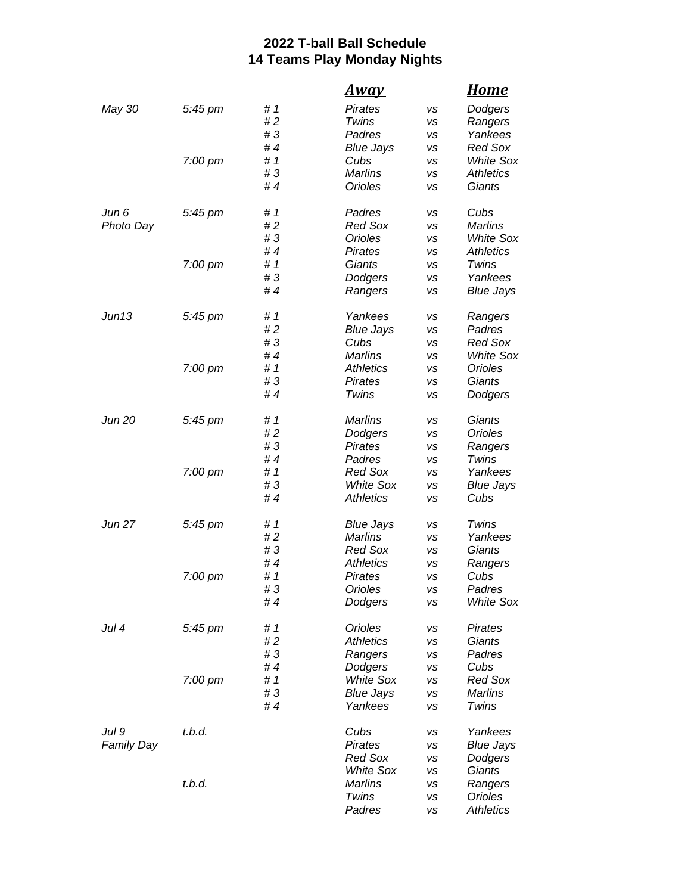## 2022 T-ball Ball Schedule
## 14 Teams Play Monday Nights

| Date | Time | Field | *Away* | | *Home* |
|---|---|---|---|---|---|
| *May 30* | *5:45 pm* | *# 1* | *Pirates* | *vs* | *Dodgers* |
| | | *# 2* | *Twins* | *vs* | *Rangers* |
| | | *# 3* | *Padres* | *vs* | *Yankees* |
| | | *# 4* | *Blue Jays* | *vs* | *Red Sox* |
| | *7:00 pm* | *# 1* | *Cubs* | *vs* | *White Sox* |
| | | *# 3* | *Marlins* | *vs* | *Athletics* |
| | | *# 4* | *Orioles* | *vs* | *Giants* |
| *Jun 6* | *5:45 pm* | *# 1* | *Padres* | *vs* | *Cubs* |
| *Photo Day* | | *# 2* | *Red Sox* | *vs* | *Marlins* |
| | | *# 3* | *Orioles* | *vs* | *White Sox* |
| | | *# 4* | *Pirates* | *vs* | *Athletics* |
| | *7:00 pm* | *# 1* | *Giants* | *vs* | *Twins* |
| | | *# 3* | *Dodgers* | *vs* | *Yankees* |
| | | *# 4* | *Rangers* | *vs* | *Blue Jays* |
| *Jun13* | *5:45 pm* | *# 1* | *Yankees* | *vs* | *Rangers* |
| | | *# 2* | *Blue Jays* | *vs* | *Padres* |
| | | *# 3* | *Cubs* | *vs* | *Red Sox* |
| | | *# 4* | *Marlins* | *vs* | *White Sox* |
| | *7:00 pm* | *# 1* | *Athletics* | *vs* | *Orioles* |
| | | *# 3* | *Pirates* | *vs* | *Giants* |
| | | *# 4* | *Twins* | *vs* | *Dodgers* |
| *Jun 20* | *5:45 pm* | *# 1* | *Marlins* | *vs* | *Giants* |
| | | *# 2* | *Dodgers* | *vs* | *Orioles* |
| | | *# 3* | *Pirates* | *vs* | *Rangers* |
| | | *# 4* | *Padres* | *vs* | *Twins* |
| | *7:00 pm* | *# 1* | *Red Sox* | *vs* | *Yankees* |
| | | *# 3* | *White Sox* | *vs* | *Blue Jays* |
| | | *# 4* | *Athletics* | *vs* | *Cubs* |
| *Jun 27* | *5:45 pm* | *# 1* | *Blue Jays* | *vs* | *Twins* |
| | | *# 2* | *Marlins* | *vs* | *Yankees* |
| | | *# 3* | *Red Sox* | *vs* | *Giants* |
| | | *# 4* | *Athletics* | *vs* | *Rangers* |
| | *7:00 pm* | *# 1* | *Pirates* | *vs* | *Cubs* |
| | | *# 3* | *Orioles* | *vs* | *Padres* |
| | | *# 4* | *Dodgers* | *vs* | *White Sox* |
| *Jul 4* | *5:45 pm* | *# 1* | *Orioles* | *vs* | *Pirates* |
| | | *# 2* | *Athletics* | *vs* | *Giants* |
| | | *# 3* | *Rangers* | *vs* | *Padres* |
| | | *# 4* | *Dodgers* | *vs* | *Cubs* |
| | *7:00 pm* | *# 1* | *White Sox* | *vs* | *Red Sox* |
| | | *# 3* | *Blue Jays* | *vs* | *Marlins* |
| | | *# 4* | *Yankees* | *vs* | *Twins* |
| *Jul 9* | *t.b.d.* | | *Cubs* | *vs* | *Yankees* |
| *Family Day* | | | *Pirates* | *vs* | *Blue Jays* |
| | | | *Red Sox* | *vs* | *Dodgers* |
| | | | *White Sox* | *vs* | *Giants* |
| | *t.b.d.* | | *Marlins* | *vs* | *Rangers* |
| | | | *Twins* | *vs* | *Orioles* |
| | | | *Padres* | *vs* | *Athletics* |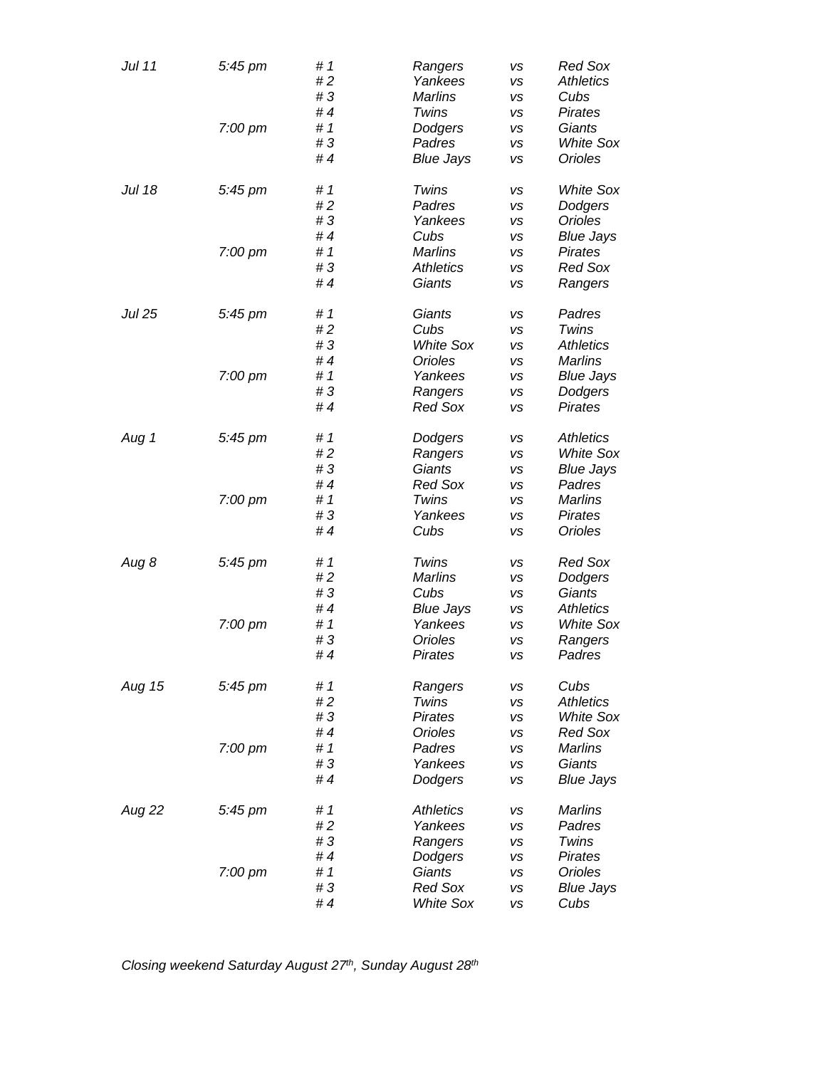| Date | Time | Field | Team | | Team |
|---|---|---|---|---|---|
| *Jul 11* | *5:45 pm* | *# 1* | *Rangers* | *vs* | *Red Sox* |
| | | *# 2* | *Yankees* | *vs* | *Athletics* |
| | | *# 3* | *Marlins* | *vs* | *Cubs* |
| | | *# 4* | *Twins* | *vs* | *Pirates* |
| | *7:00 pm* | *# 1* | *Dodgers* | *vs* | *Giants* |
| | | *# 3* | *Padres* | *vs* | *White Sox* |
| | | *# 4* | *Blue Jays* | *vs* | *Orioles* |
| *Jul 18* | *5:45 pm* | *# 1* | *Twins* | *vs* | *White Sox* |
| | | *# 2* | *Padres* | *vs* | *Dodgers* |
| | | *# 3* | *Yankees* | *vs* | *Orioles* |
| | | *# 4* | *Cubs* | *vs* | *Blue Jays* |
| | *7:00 pm* | *# 1* | *Marlins* | *vs* | *Pirates* |
| | | *# 3* | *Athletics* | *vs* | *Red Sox* |
| | | *# 4* | *Giants* | *vs* | *Rangers* |
| *Jul 25* | *5:45 pm* | *# 1* | *Giants* | *vs* | *Padres* |
| | | *# 2* | *Cubs* | *vs* | *Twins* |
| | | *# 3* | *White Sox* | *vs* | *Athletics* |
| | | *# 4* | *Orioles* | *vs* | *Marlins* |
| | *7:00 pm* | *# 1* | *Yankees* | *vs* | *Blue Jays* |
| | | *# 3* | *Rangers* | *vs* | *Dodgers* |
| | | *# 4* | *Red Sox* | *vs* | *Pirates* |
| *Aug 1* | *5:45 pm* | *# 1* | *Dodgers* | *vs* | *Athletics* |
| | | *# 2* | *Rangers* | *vs* | *White Sox* |
| | | *# 3* | *Giants* | *vs* | *Blue Jays* |
| | | *# 4* | *Red Sox* | *vs* | *Padres* |
| | *7:00 pm* | *# 1* | *Twins* | *vs* | *Marlins* |
| | | *# 3* | *Yankees* | *vs* | *Pirates* |
| | | *# 4* | *Cubs* | *vs* | *Orioles* |
| *Aug 8* | *5:45 pm* | *# 1* | *Twins* | *vs* | *Red Sox* |
| | | *# 2* | *Marlins* | *vs* | *Dodgers* |
| | | *# 3* | *Cubs* | *vs* | *Giants* |
| | | *# 4* | *Blue Jays* | *vs* | *Athletics* |
| | *7:00 pm* | *# 1* | *Yankees* | *vs* | *White Sox* |
| | | *# 3* | *Orioles* | *vs* | *Rangers* |
| | | *# 4* | *Pirates* | *vs* | *Padres* |
| *Aug 15* | *5:45 pm* | *# 1* | *Rangers* | *vs* | *Cubs* |
| | | *# 2* | *Twins* | *vs* | *Athletics* |
| | | *# 3* | *Pirates* | *vs* | *White Sox* |
| | | *# 4* | *Orioles* | *vs* | *Red Sox* |
| | *7:00 pm* | *# 1* | *Padres* | *vs* | *Marlins* |
| | | *# 3* | *Yankees* | *vs* | *Giants* |
| | | *# 4* | *Dodgers* | *vs* | *Blue Jays* |
| *Aug 22* | *5:45 pm* | *# 1* | *Athletics* | *vs* | *Marlins* |
| | | *# 2* | *Yankees* | *vs* | *Padres* |
| | | *# 3* | *Rangers* | *vs* | *Twins* |
| | | *# 4* | *Dodgers* | *vs* | *Pirates* |
| | *7:00 pm* | *# 1* | *Giants* | *vs* | *Orioles* |
| | | *# 3* | *Red Sox* | *vs* | *Blue Jays* |
| | | *# 4* | *White Sox* | *vs* | *Cubs* |

*Closing weekend Saturday August 27th, Sunday August 28th*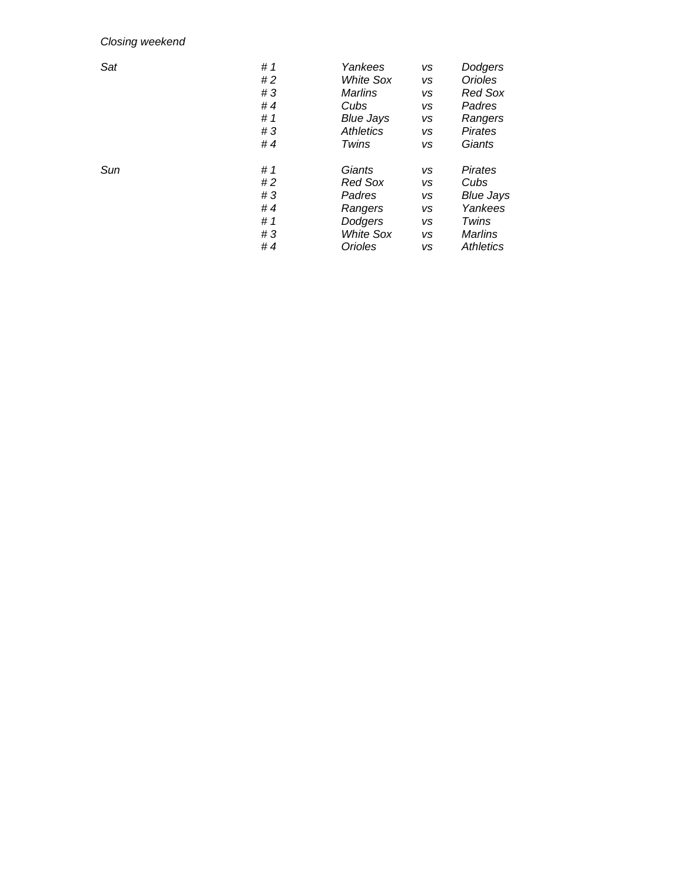*Closing weekend*

| | | | | |
|---|---|---|---|---|
| *Sat* | *# 1* | *Yankees* | *vs* | *Dodgers* |
| | *# 2* | *White Sox* | *vs* | *Orioles* |
| | *# 3* | *Marlins* | *vs* | *Red Sox* |
| | *# 4* | *Cubs* | *vs* | *Padres* |
| | *# 1* | *Blue Jays* | *vs* | *Rangers* |
| | *# 3* | *Athletics* | *vs* | *Pirates* |
| | *# 4* | *Twins* | *vs* | *Giants* |
| *Sun* | *# 1* | *Giants* | *vs* | *Pirates* |
| | *# 2* | *Red Sox* | *vs* | *Cubs* |
| | *# 3* | *Padres* | *vs* | *Blue Jays* |
| | *# 4* | *Rangers* | *vs* | *Yankees* |
| | *# 1* | *Dodgers* | *vs* | *Twins* |
| | *# 3* | *White Sox* | *vs* | *Marlins* |
| | *# 4* | *Orioles* | *vs* | *Athletics* |